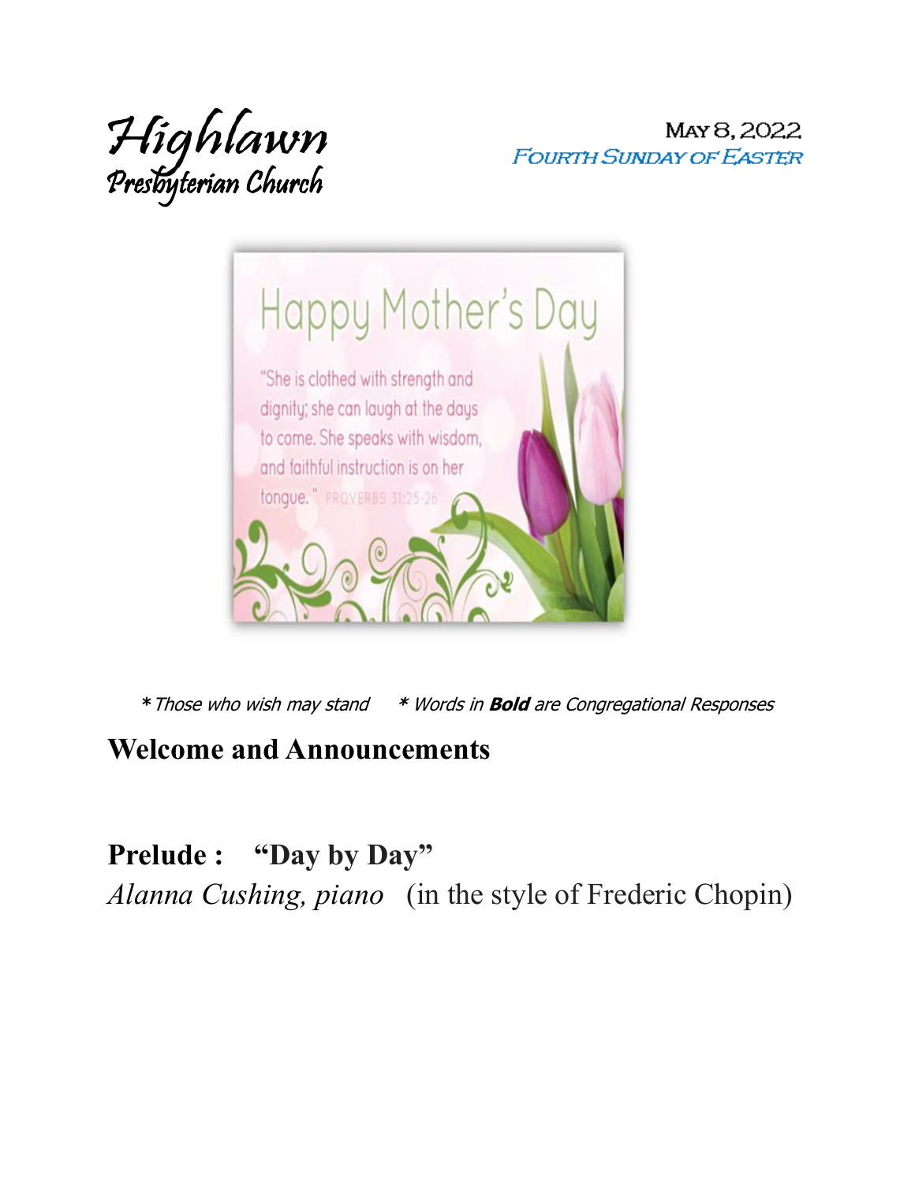Highlawn
Presbyterian Church

May 8, 2022
*Fourth Sunday of Easter*

Happy Mother's Day

"She is clothed with strength and dignity; she can laugh at the days to come. She speaks with wisdom, and faithful instruction is on her tongue." PROVERBS 31:25-26

*\* Those who wish may stand*     *\* Words in **Bold** are Congregational Responses*

## Welcome and Announcements

## Prelude : "Day by Day"

*Alanna Cushing, piano* (in the style of Frederic Chopin)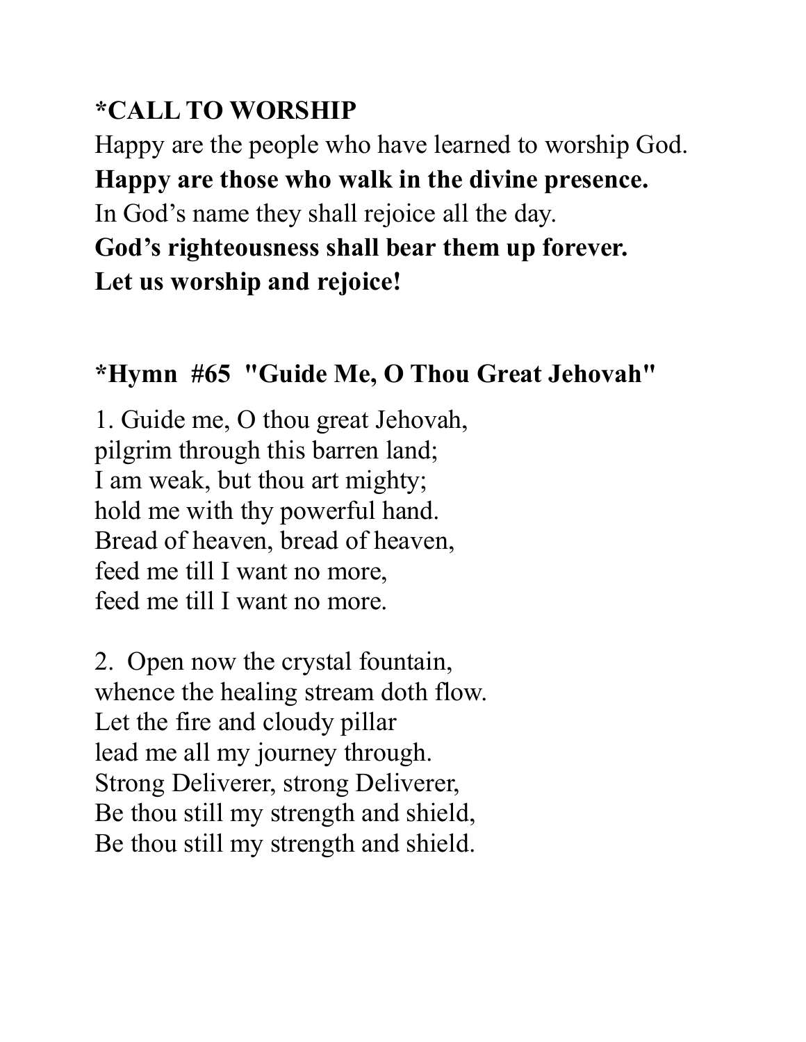**\*CALL TO WORSHIP**

Happy are the people who have learned to worship God.
**Happy are those who walk in the divine presence.**
In God's name they shall rejoice all the day.
**God's righteousness shall bear them up forever.**
**Let us worship and rejoice!**

**\*Hymn #65 "Guide Me, O Thou Great Jehovah"**

1. Guide me, O thou great Jehovah,
pilgrim through this barren land;
I am weak, but thou art mighty;
hold me with thy powerful hand.
Bread of heaven, bread of heaven,
feed me till I want no more,
feed me till I want no more.

2. Open now the crystal fountain,
whence the healing stream doth flow.
Let the fire and cloudy pillar
lead me all my journey through.
Strong Deliverer, strong Deliverer,
Be thou still my strength and shield,
Be thou still my strength and shield.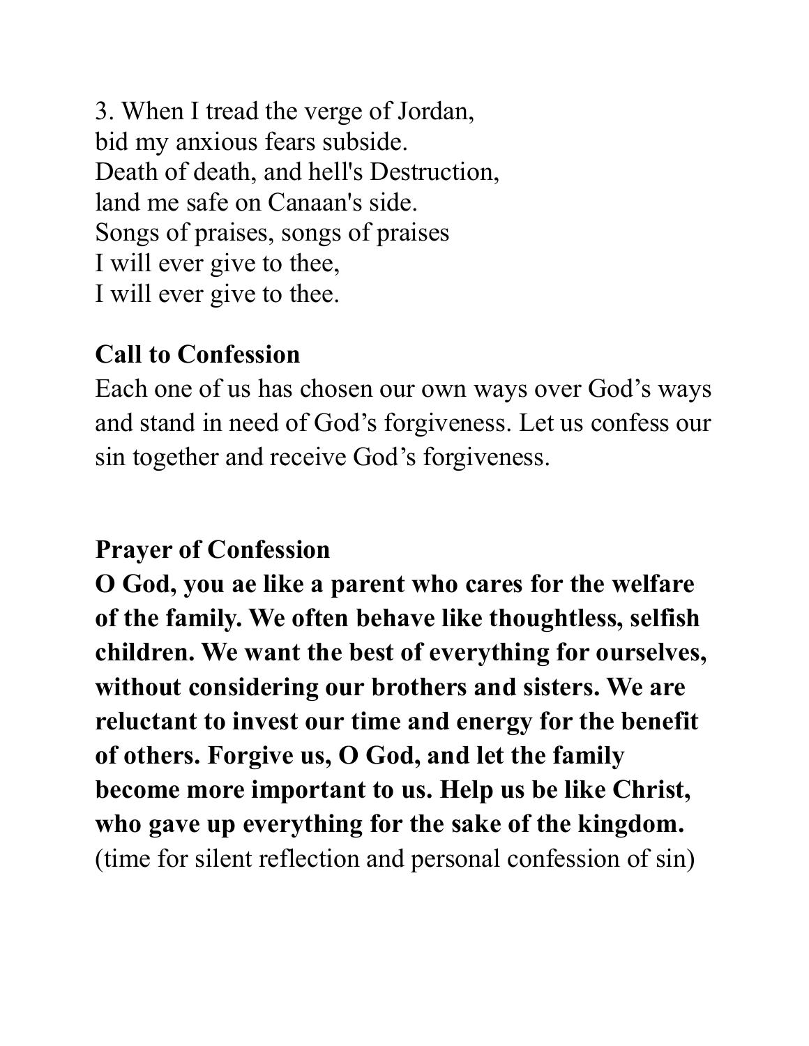3. When I tread the verge of Jordan,
bid my anxious fears subside.
Death of death, and hell's Destruction,
land me safe on Canaan's side.
Songs of praises, songs of praises
I will ever give to thee,
I will ever give to thee.

**Call to Confession**

Each one of us has chosen our own ways over God's ways and stand in need of God's forgiveness. Let us confess our sin together and receive God's forgiveness.

**Prayer of Confession**

**O God, you ae like a parent who cares for the welfare of the family. We often behave like thoughtless, selfish children. We want the best of everything for ourselves, without considering our brothers and sisters. We are reluctant to invest our time and energy for the benefit of others. Forgive us, O God, and let the family become more important to us. Help us be like Christ, who gave up everything for the sake of the kingdom.**
(time for silent reflection and personal confession of sin)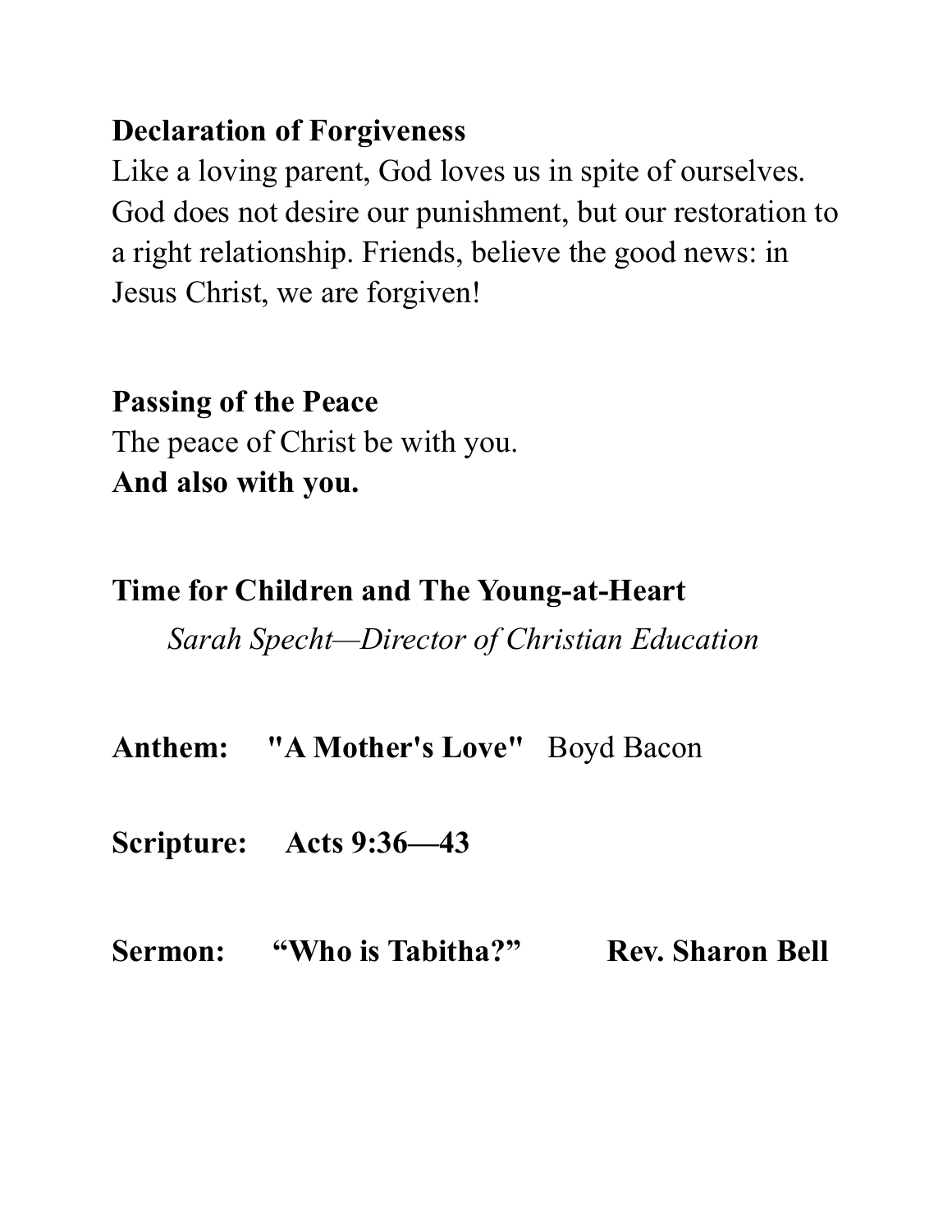**Declaration of Forgiveness**
Like a loving parent, God loves us in spite of ourselves. God does not desire our punishment, but our restoration to a right relationship. Friends, believe the good news: in Jesus Christ, we are forgiven!

**Passing of the Peace**
The peace of Christ be with you.
**And also with you.**

**Time for Children and The Young-at-Heart**
*Sarah Specht—Director of Christian Education*

**Anthem: "A Mother's Love"** Boyd Bacon

**Scripture: Acts 9:36—43**

**Sermon: "Who is Tabitha?" Rev. Sharon Bell**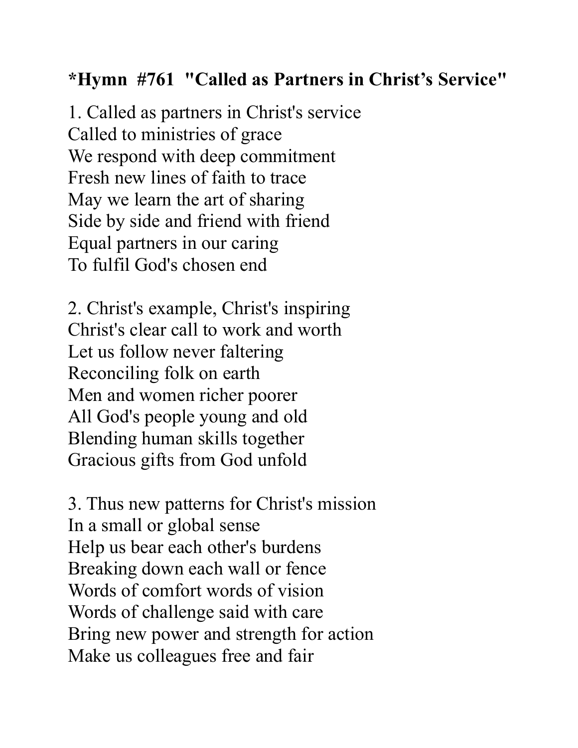**\*Hymn #761 "Called as Partners in Christ's Service"**

1. Called as partners in Christ's service  
Called to ministries of grace  
We respond with deep commitment  
Fresh new lines of faith to trace  
May we learn the art of sharing  
Side by side and friend with friend  
Equal partners in our caring  
To fulfil God's chosen end

2. Christ's example, Christ's inspiring  
Christ's clear call to work and worth  
Let us follow never faltering  
Reconciling folk on earth  
Men and women richer poorer  
All God's people young and old  
Blending human skills together  
Gracious gifts from God unfold

3. Thus new patterns for Christ's mission  
In a small or global sense  
Help us bear each other's burdens  
Breaking down each wall or fence  
Words of comfort words of vision  
Words of challenge said with care  
Bring new power and strength for action  
Make us colleagues free and fair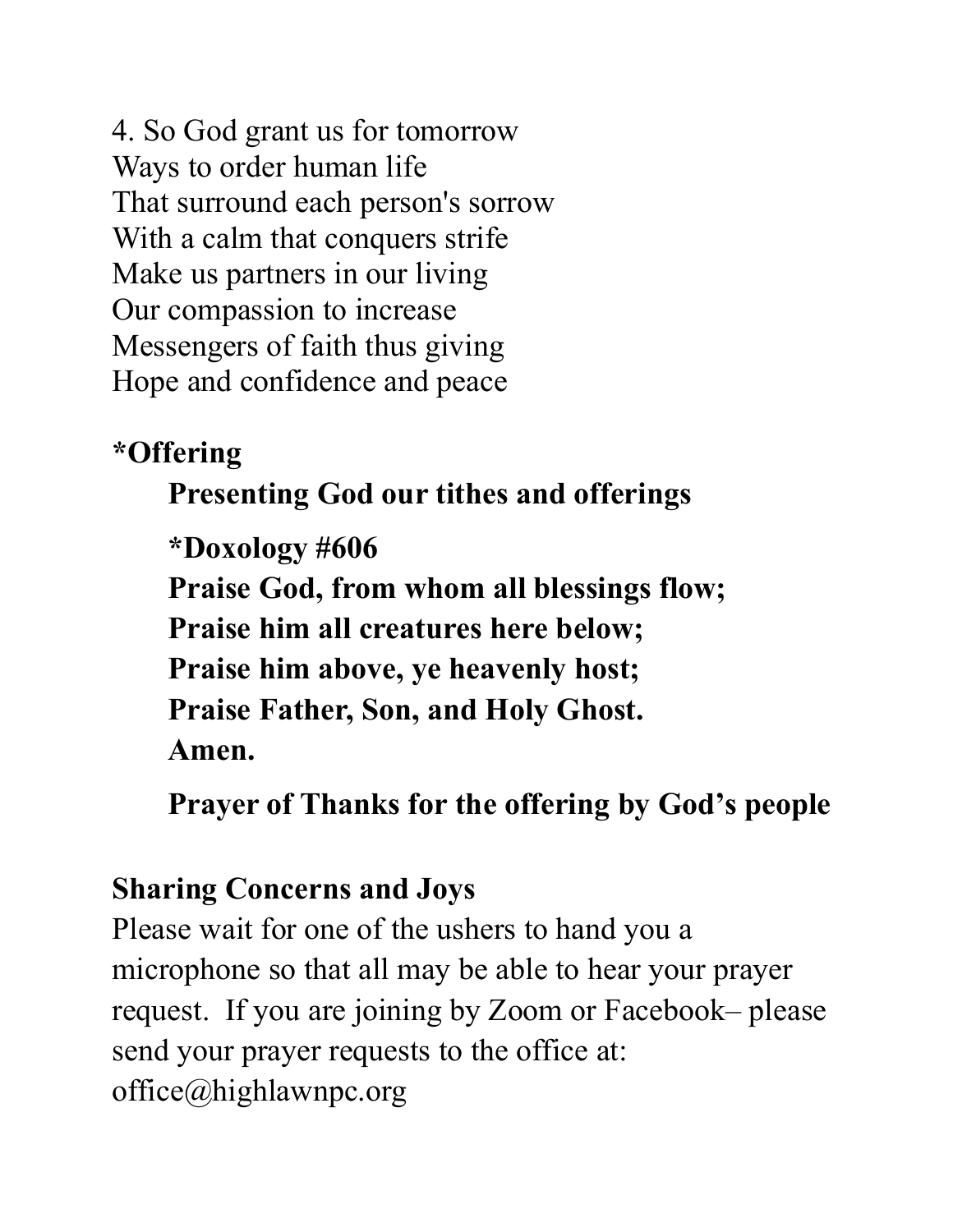4. So God grant us for tomorrow
Ways to order human life
That surround each person's sorrow
With a calm that conquers strife
Make us partners in our living
Our compassion to increase
Messengers of faith thus giving
Hope and confidence and peace

**\*Offering**

**Presenting God our tithes and offerings**

**\*Doxology #606**
**Praise God, from whom all blessings flow;**
**Praise him all creatures here below;**
**Praise him above, ye heavenly host;**
**Praise Father, Son, and Holy Ghost.**
**Amen.**

**Prayer of Thanks for the offering by God's people**

**Sharing Concerns and Joys**

Please wait for one of the ushers to hand you a microphone so that all may be able to hear your prayer request. If you are joining by Zoom or Facebook– please send your prayer requests to the office at: office@highlawnpc.org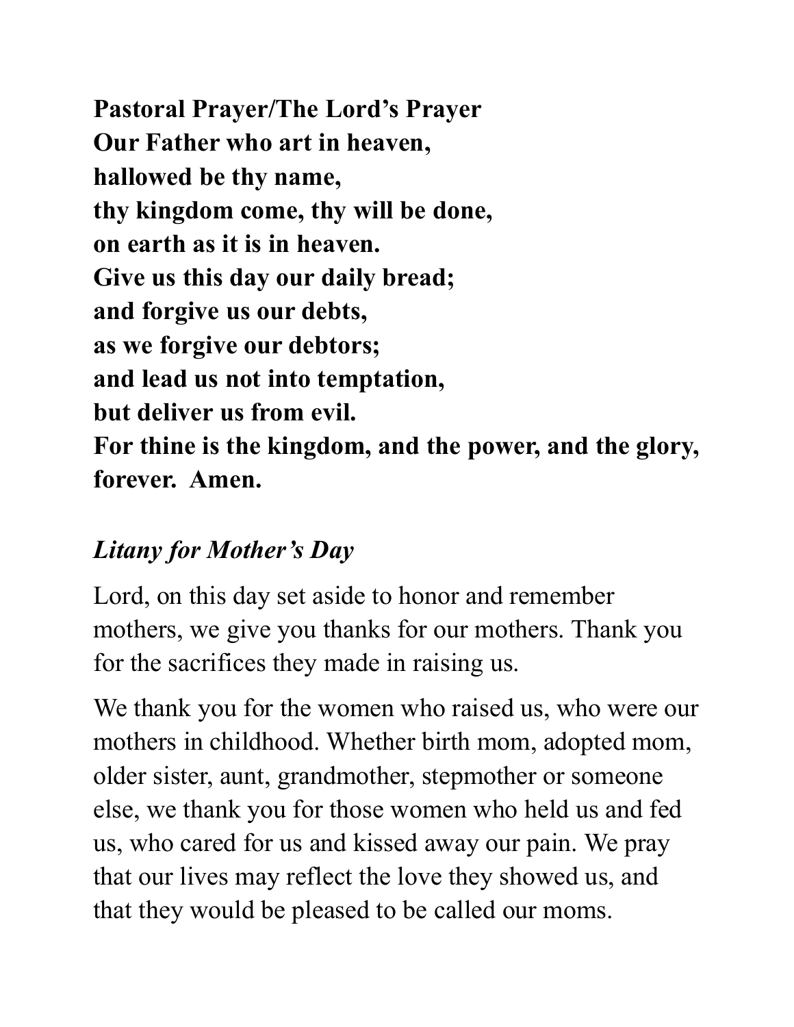**Pastoral Prayer/The Lord's Prayer**
**Our Father who art in heaven,**
**hallowed be thy name,**
**thy kingdom come, thy will be done,**
**on earth as it is in heaven.**
**Give us this day our daily bread;**
**and forgive us our debts,**
**as we forgive our debtors;**
**and lead us not into temptation,**
**but deliver us from evil.**
**For thine is the kingdom, and the power, and the glory,**
**forever. Amen.**

*Litany for Mother's Day*

Lord, on this day set aside to honor and remember mothers, we give you thanks for our mothers. Thank you for the sacrifices they made in raising us.

We thank you for the women who raised us, who were our mothers in childhood. Whether birth mom, adopted mom, older sister, aunt, grandmother, stepmother or someone else, we thank you for those women who held us and fed us, who cared for us and kissed away our pain. We pray that our lives may reflect the love they showed us, and that they would be pleased to be called our moms.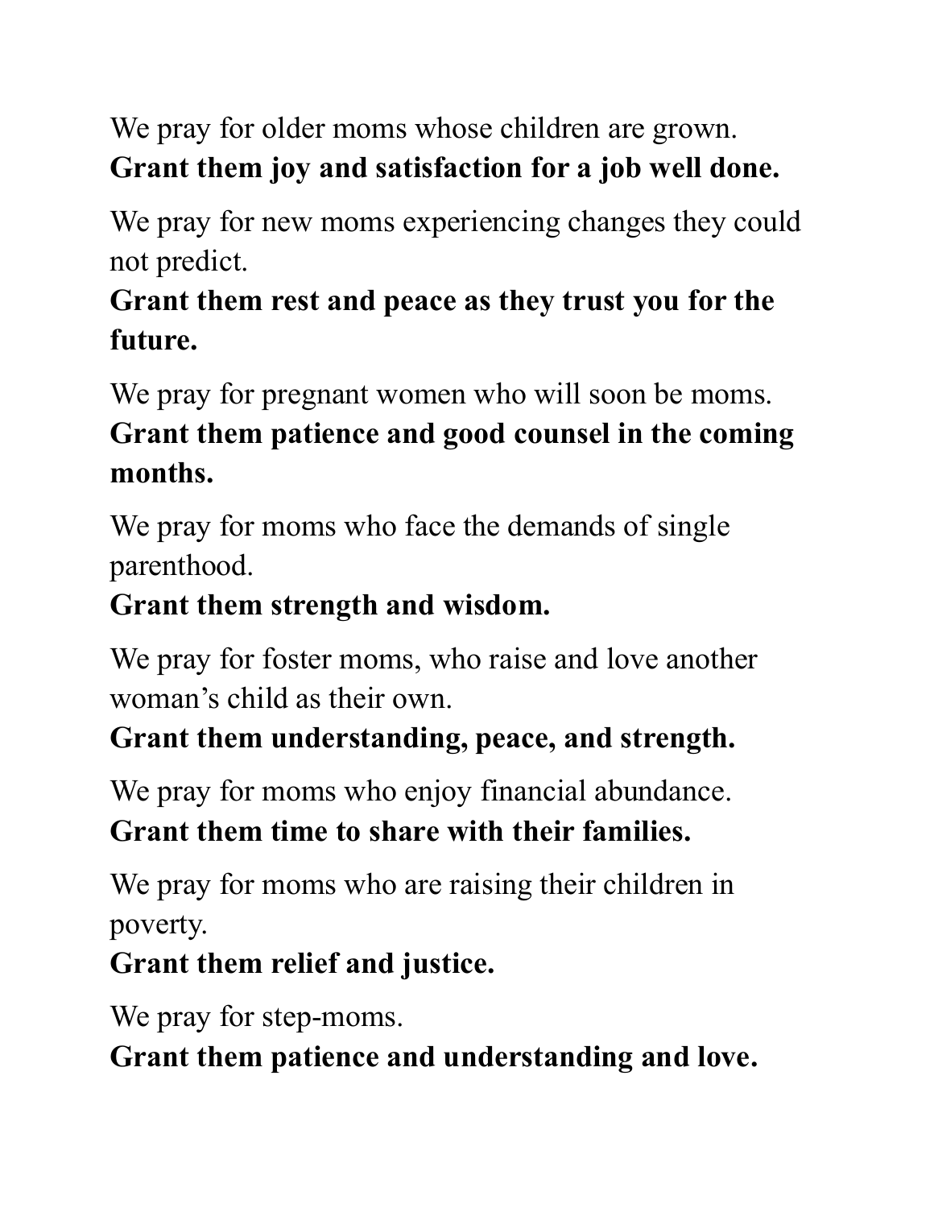We pray for older moms whose children are grown.
**Grant them joy and satisfaction for a job well done.**

We pray for new moms experiencing changes they could not predict.
**Grant them rest and peace as they trust you for the future.**

We pray for pregnant women who will soon be moms.
**Grant them patience and good counsel in the coming months.**

We pray for moms who face the demands of single parenthood.
**Grant them strength and wisdom.**

We pray for foster moms, who raise and love another woman's child as their own.
**Grant them understanding, peace, and strength.**

We pray for moms who enjoy financial abundance.
**Grant them time to share with their families.**

We pray for moms who are raising their children in poverty.
**Grant them relief and justice.**

We pray for step-moms.
**Grant them patience and understanding and love.**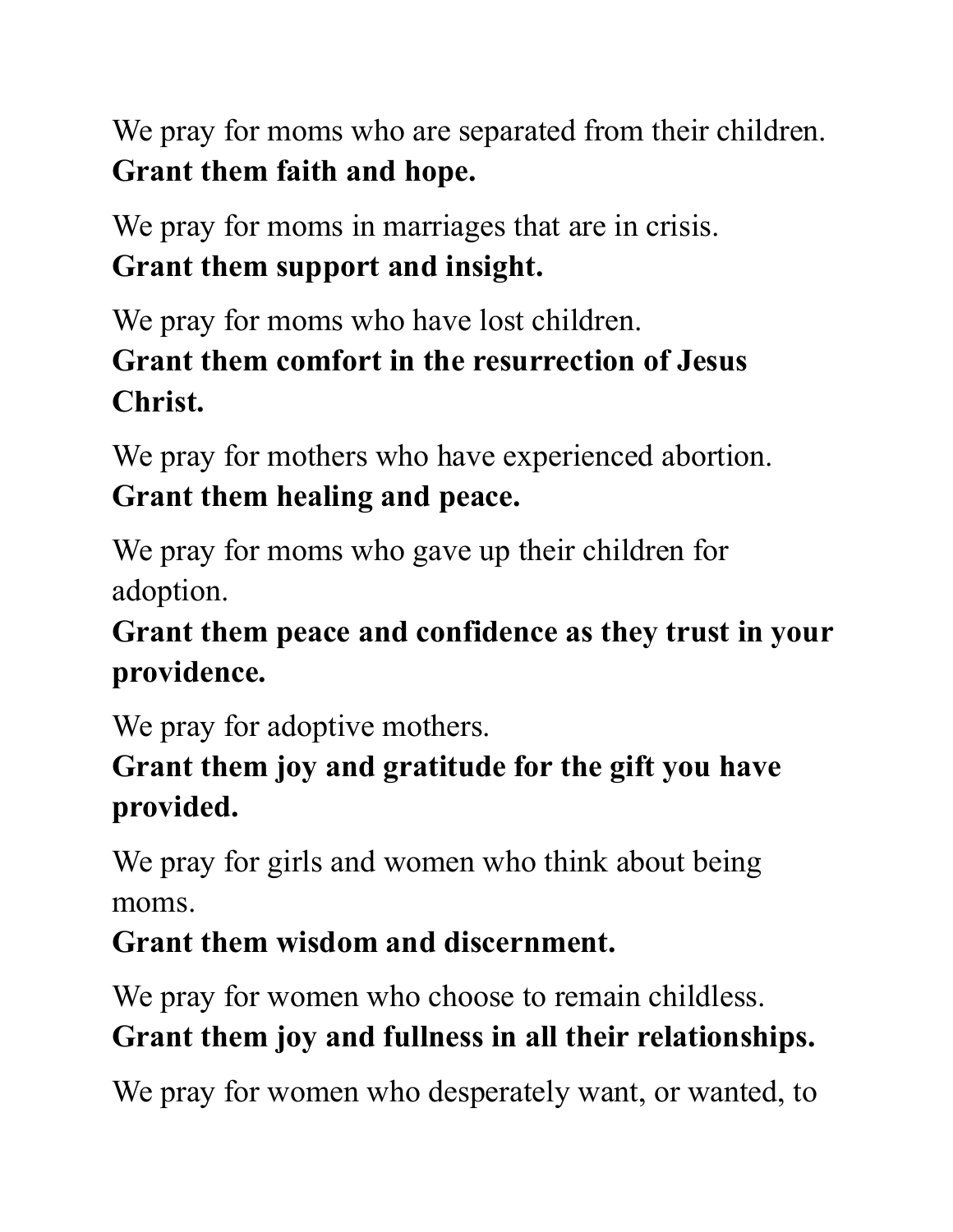We pray for moms who are separated from their children.
**Grant them faith and hope.**

We pray for moms in marriages that are in crisis.
**Grant them support and insight.**

We pray for moms who have lost children.
**Grant them comfort in the resurrection of Jesus Christ.**

We pray for mothers who have experienced abortion.
**Grant them healing and peace.**

We pray for moms who gave up their children for adoption.
**Grant them peace and confidence as they trust in your providence.**

We pray for adoptive mothers.
**Grant them joy and gratitude for the gift you have provided.**

We pray for girls and women who think about being moms.
**Grant them wisdom and discernment.**

We pray for women who choose to remain childless.
**Grant them joy and fullness in all their relationships.**

We pray for women who desperately want, or wanted, to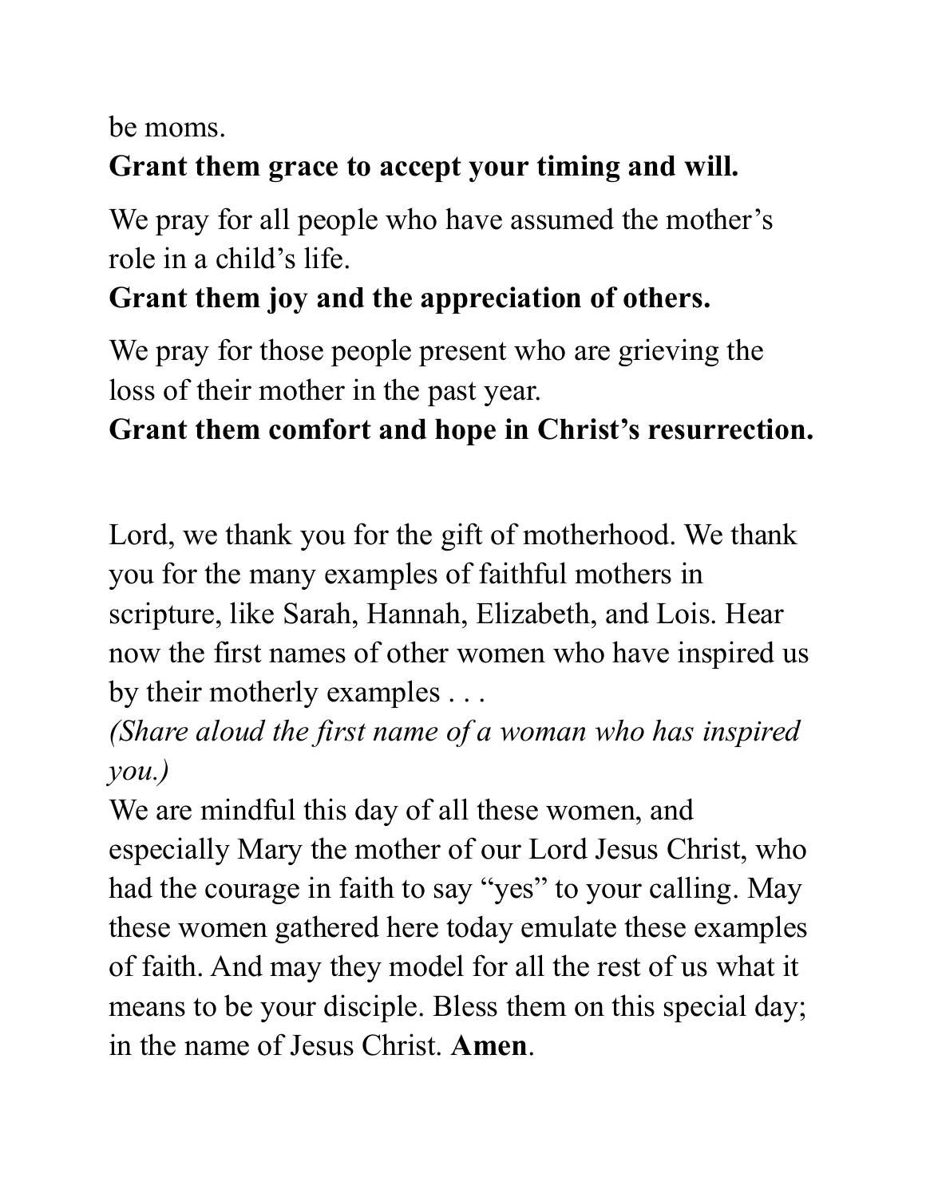be moms.
**Grant them grace to accept your timing and will.**

We pray for all people who have assumed the mother's role in a child's life.
**Grant them joy and the appreciation of others.**

We pray for those people present who are grieving the loss of their mother in the past year.
**Grant them comfort and hope in Christ's resurrection.**

Lord, we thank you for the gift of motherhood. We thank you for the many examples of faithful mothers in scripture, like Sarah, Hannah, Elizabeth, and Lois. Hear now the first names of other women who have inspired us by their motherly examples . . .
*(Share aloud the first name of a woman who has inspired you.)*
We are mindful this day of all these women, and especially Mary the mother of our Lord Jesus Christ, who had the courage in faith to say "yes" to your calling. May these women gathered here today emulate these examples of faith. And may they model for all the rest of us what it means to be your disciple. Bless them on this special day; in the name of Jesus Christ. **Amen**.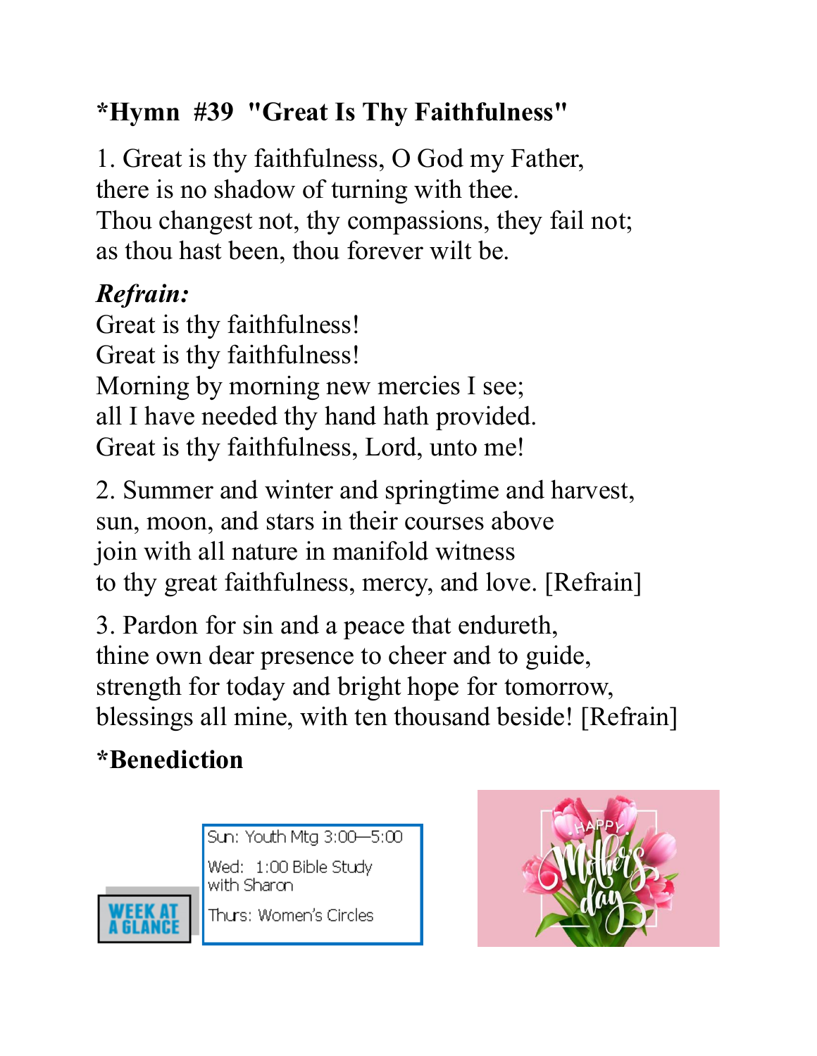## *Hymn #39 "Great Is Thy Faithfulness"

1. Great is thy faithfulness, O God my Father,
there is no shadow of turning with thee.
Thou changest not, thy compassions, they fail not;
as thou hast been, thou forever wilt be.

***Refrain:***
Great is thy faithfulness!
Great is thy faithfulness!
Morning by morning new mercies I see;
all I have needed thy hand hath provided.
Great is thy faithfulness, Lord, unto me!

2. Summer and winter and springtime and harvest,
sun, moon, and stars in their courses above
join with all nature in manifold witness
to thy great faithfulness, mercy, and love. [Refrain]

3. Pardon for sin and a peace that endureth,
thine own dear presence to cheer and to guide,
strength for today and bright hope for tomorrow,
blessings all mine, with ten thousand beside! [Refrain]

## *Benediction

**WEEK AT A GLANCE**

Sun: Youth Mtg 3:00—5:00

Wed: 1:00 Bible Study with Sharon

Thurs: Women's Circles

HAPPY Mother's day